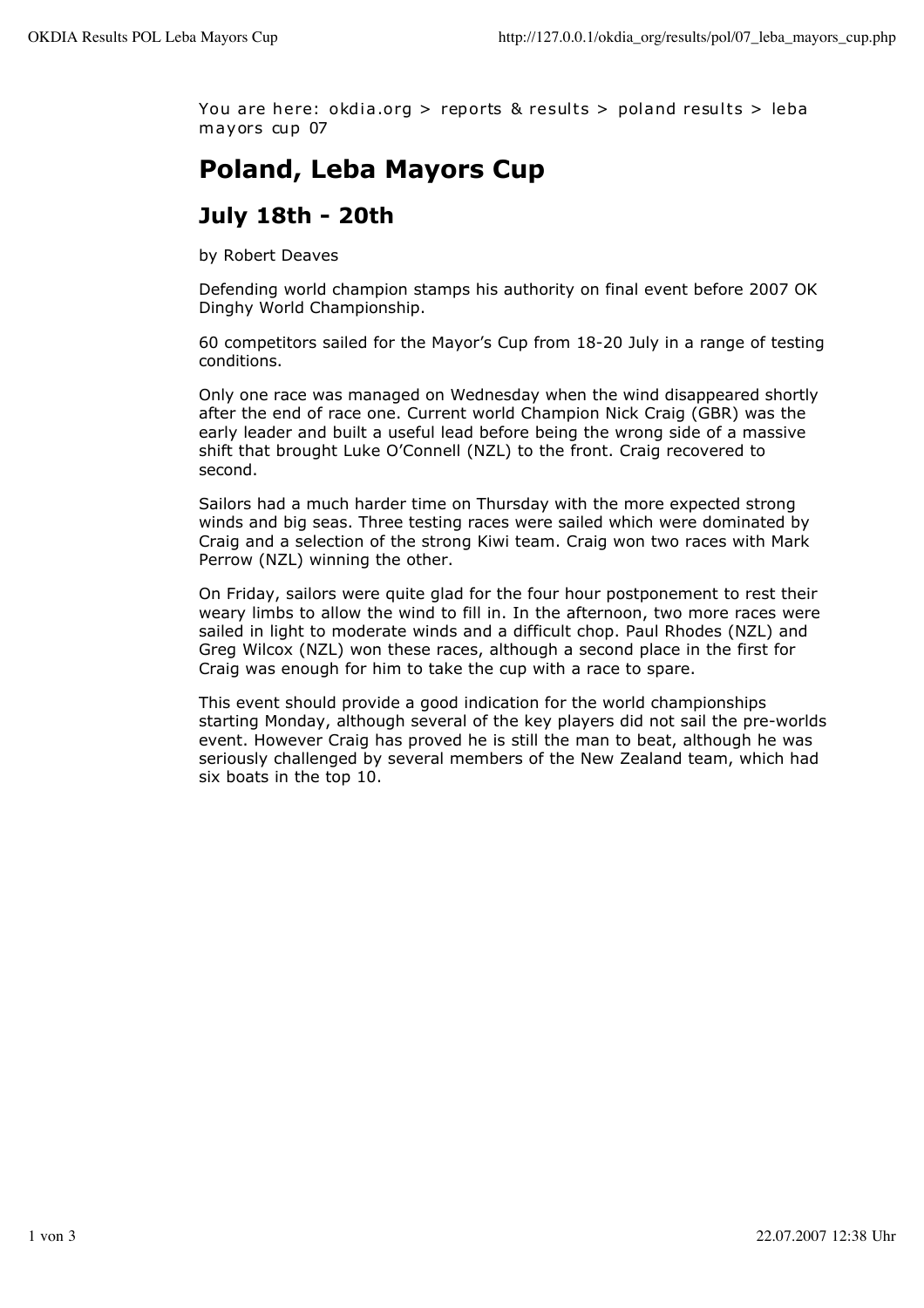You are here: okdia.org > reports & results > poland results > leba mayors cup 07

# Poland, Leba Mayors Cup

## July 18th - 20th

by Robert Deaves

Defending world champion stamps his authority on final event before 2007 OK Dinghy World Championship.

60 competitors sailed for the Mayor's Cup from 18-20 July in a range of testing conditions.

Only one race was managed on Wednesday when the wind disappeared shortly after the end of race one. Current world Champion Nick Craig (GBR) was the early leader and built a useful lead before being the wrong side of a massive shift that brought Luke O'Connell (NZL) to the front. Craig recovered to second.

Sailors had a much harder time on Thursday with the more expected strong winds and big seas. Three testing races were sailed which were dominated by Craig and a selection of the strong Kiwi team. Craig won two races with Mark Perrow (NZL) winning the other.

On Friday, sailors were quite glad for the four hour postponement to rest their weary limbs to allow the wind to fill in. In the afternoon, two more races were sailed in light to moderate winds and a difficult chop. Paul Rhodes (NZL) and Greg Wilcox (NZL) won these races, although a second place in the first for Craig was enough for him to take the cup with a race to spare.

This event should provide a good indication for the world championships starting Monday, although several of the key players did not sail the pre-worlds event. However Craig has proved he is still the man to beat, although he was seriously challenged by several members of the New Zealand team, which had six boats in the top 10.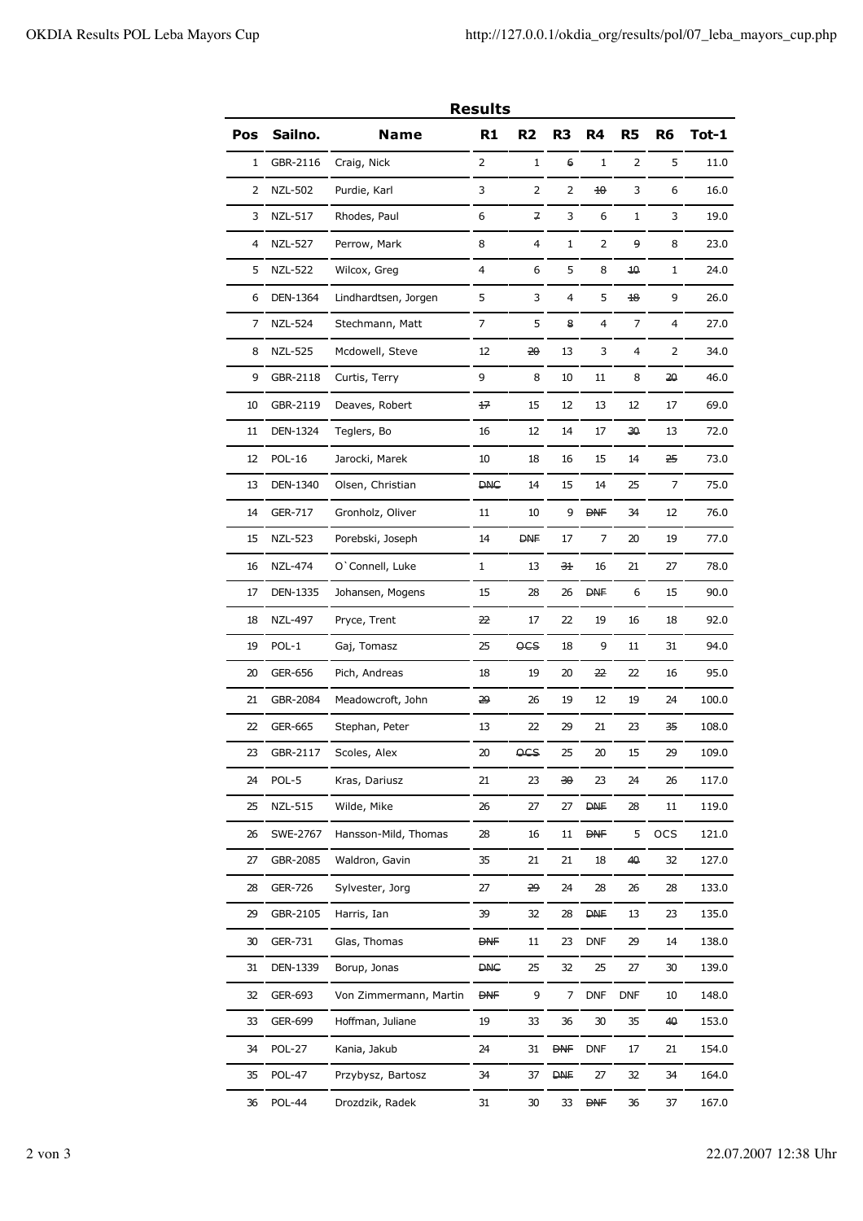## Results

| Pos | Sailno. | Name | R1 | R2 | R3 | R4 | R5 | R6 | Tot-1 |
|---|---|---|---|---|---|---|---|---|---|
| 1 | GBR-2116 | Craig, Nick | 2 | 1 | ~~6~~ | 1 | 2 | 5 | 11.0 |
| 2 | NZL-502 | Purdie, Karl | 3 | 2 | 2 | ~~10~~ | 3 | 6 | 16.0 |
| 3 | NZL-517 | Rhodes, Paul | 6 | ~~7~~ | 3 | 6 | 1 | 3 | 19.0 |
| 4 | NZL-527 | Perrow, Mark | 8 | 4 | 1 | 2 | ~~9~~ | 8 | 23.0 |
| 5 | NZL-522 | Wilcox, Greg | 4 | 6 | 5 | 8 | ~~10~~ | 1 | 24.0 |
| 6 | DEN-1364 | Lindhardtsen, Jorgen | 5 | 3 | 4 | 5 | ~~18~~ | 9 | 26.0 |
| 7 | NZL-524 | Stechmann, Matt | 7 | 5 | ~~8~~ | 4 | 7 | 4 | 27.0 |
| 8 | NZL-525 | Mcdowell, Steve | 12 | ~~20~~ | 13 | 3 | 4 | 2 | 34.0 |
| 9 | GBR-2118 | Curtis, Terry | 9 | 8 | 10 | 11 | 8 | ~~20~~ | 46.0 |
| 10 | GBR-2119 | Deaves, Robert | ~~17~~ | 15 | 12 | 13 | 12 | 17 | 69.0 |
| 11 | DEN-1324 | Teglers, Bo | 16 | 12 | 14 | 17 | ~~30~~ | 13 | 72.0 |
| 12 | POL-16 | Jarocki, Marek | 10 | 18 | 16 | 15 | 14 | ~~25~~ | 73.0 |
| 13 | DEN-1340 | Olsen, Christian | ~~DNC~~ | 14 | 15 | 14 | 25 | 7 | 75.0 |
| 14 | GER-717 | Gronholz, Oliver | 11 | 10 | 9 | ~~DNF~~ | 34 | 12 | 76.0 |
| 15 | NZL-523 | Porebski, Joseph | 14 | ~~DNF~~ | 17 | 7 | 20 | 19 | 77.0 |
| 16 | NZL-474 | O`Connell, Luke | 1 | 13 | ~~31~~ | 16 | 21 | 27 | 78.0 |
| 17 | DEN-1335 | Johansen, Mogens | 15 | 28 | 26 | ~~DNF~~ | 6 | 15 | 90.0 |
| 18 | NZL-497 | Pryce, Trent | ~~22~~ | 17 | 22 | 19 | 16 | 18 | 92.0 |
| 19 | POL-1 | Gaj, Tomasz | 25 | ~~OCS~~ | 18 | 9 | 11 | 31 | 94.0 |
| 20 | GER-656 | Pich, Andreas | 18 | 19 | 20 | ~~22~~ | 22 | 16 | 95.0 |
| 21 | GBR-2084 | Meadowcroft, John | ~~29~~ | 26 | 19 | 12 | 19 | 24 | 100.0 |
| 22 | GER-665 | Stephan, Peter | 13 | 22 | 29 | 21 | 23 | ~~35~~ | 108.0 |
| 23 | GBR-2117 | Scoles, Alex | 20 | ~~OCS~~ | 25 | 20 | 15 | 29 | 109.0 |
| 24 | POL-5 | Kras, Dariusz | 21 | 23 | ~~30~~ | 23 | 24 | 26 | 117.0 |
| 25 | NZL-515 | Wilde, Mike | 26 | 27 | 27 | ~~DNF~~ | 28 | 11 | 119.0 |
| 26 | SWE-2767 | Hansson-Mild, Thomas | 28 | 16 | 11 | ~~DNF~~ | 5 | OCS | 121.0 |
| 27 | GBR-2085 | Waldron, Gavin | 35 | 21 | 21 | 18 | ~~40~~ | 32 | 127.0 |
| 28 | GER-726 | Sylvester, Jorg | 27 | ~~29~~ | 24 | 28 | 26 | 28 | 133.0 |
| 29 | GBR-2105 | Harris, Ian | 39 | 32 | 28 | ~~DNF~~ | 13 | 23 | 135.0 |
| 30 | GER-731 | Glas, Thomas | ~~DNF~~ | 11 | 23 | DNF | 29 | 14 | 138.0 |
| 31 | DEN-1339 | Borup, Jonas | ~~DNC~~ | 25 | 32 | 25 | 27 | 30 | 139.0 |
| 32 | GER-693 | Von Zimmermann, Martin | ~~DNF~~ | 9 | 7 | DNF | DNF | 10 | 148.0 |
| 33 | GER-699 | Hoffman, Juliane | 19 | 33 | 36 | 30 | 35 | ~~40~~ | 153.0 |
| 34 | POL-27 | Kania, Jakub | 24 | 31 | ~~DNF~~ | DNF | 17 | 21 | 154.0 |
| 35 | POL-47 | Przybysz, Bartosz | 34 | 37 | ~~DNF~~ | 27 | 32 | 34 | 164.0 |
| 36 | POL-44 | Drozdzik, Radek | 31 | 30 | 33 | ~~DNF~~ | 36 | 37 | 167.0 |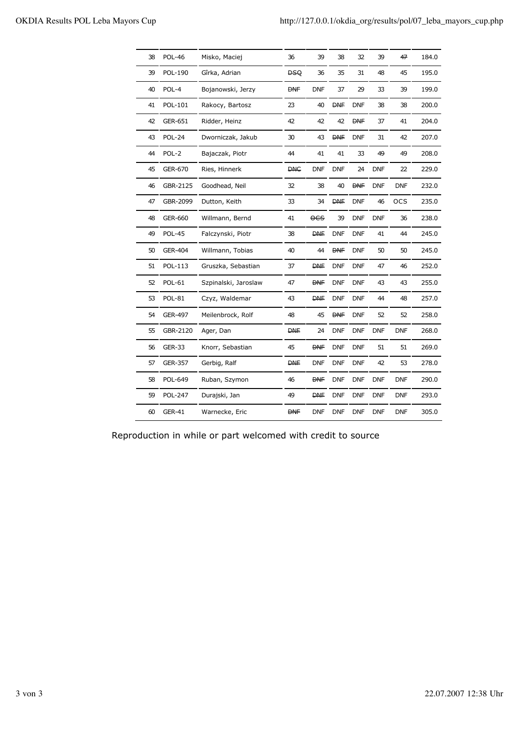| | | | | | | | | | |
|---|---|---|---|---|---|---|---|---|---|
| 38 | POL-46 | Misko, Maciej | 36 | 39 | 38 | 32 | 39 | ~~47~~ | 184.0 |
| 39 | POL-190 | Gîrka, Adrian | ~~DSQ~~ | 36 | 35 | 31 | 48 | 45 | 195.0 |
| 40 | POL-4 | Bojanowski, Jerzy | ~~DNF~~ | DNF | 37 | 29 | 33 | 39 | 199.0 |
| 41 | POL-101 | Rakocy, Bartosz | 23 | 40 | ~~DNF~~ | DNF | 38 | 38 | 200.0 |
| 42 | GER-651 | Ridder, Heinz | 42 | 42 | 42 | ~~DNF~~ | 37 | 41 | 204.0 |
| 43 | POL-24 | Dworniczak, Jakub | 30 | 43 | ~~DNF~~ | DNF | 31 | 42 | 207.0 |
| 44 | POL-2 | Bajaczak, Piotr | 44 | 41 | 41 | 33 | ~~49~~ | 49 | 208.0 |
| 45 | GER-670 | Ries, Hinnerk | ~~DNC~~ | DNF | DNF | 24 | DNF | 22 | 229.0 |
| 46 | GBR-2125 | Goodhead, Neil | 32 | 38 | 40 | ~~DNF~~ | DNF | DNF | 232.0 |
| 47 | GBR-2099 | Dutton, Keith | 33 | 34 | ~~DNF~~ | DNF | 46 | OCS | 235.0 |
| 48 | GER-660 | Willmann, Bernd | 41 | ~~OCS~~ | 39 | DNF | DNF | 36 | 238.0 |
| 49 | POL-45 | Falczynski, Piotr | 38 | ~~DNF~~ | DNF | DNF | 41 | 44 | 245.0 |
| 50 | GER-404 | Willmann, Tobias | 40 | 44 | ~~DNF~~ | DNF | 50 | 50 | 245.0 |
| 51 | POL-113 | Gruszka, Sebastian | 37 | ~~DNF~~ | DNF | DNF | 47 | 46 | 252.0 |
| 52 | POL-61 | Szpinalski, Jaroslaw | 47 | ~~DNF~~ | DNF | DNF | 43 | 43 | 255.0 |
| 53 | POL-81 | Czyz, Waldemar | 43 | ~~DNF~~ | DNF | DNF | 44 | 48 | 257.0 |
| 54 | GER-497 | Meilenbrock, Rolf | 48 | 45 | ~~DNF~~ | DNF | 52 | 52 | 258.0 |
| 55 | GBR-2120 | Ager, Dan | ~~DNF~~ | 24 | DNF | DNF | DNF | DNF | 268.0 |
| 56 | GER-33 | Knorr, Sebastian | 45 | ~~DNF~~ | DNF | DNF | 51 | 51 | 269.0 |
| 57 | GER-357 | Gerbig, Ralf | ~~DNF~~ | DNF | DNF | DNF | 42 | 53 | 278.0 |
| 58 | POL-649 | Ruban, Szymon | 46 | ~~DNF~~ | DNF | DNF | DNF | DNF | 290.0 |
| 59 | POL-247 | Durajski, Jan | 49 | ~~DNF~~ | DNF | DNF | DNF | DNF | 293.0 |
| 60 | GER-41 | Warnecke, Eric | ~~DNF~~ | DNF | DNF | DNF | DNF | DNF | 305.0 |

Reproduction in while or part welcomed with credit to source